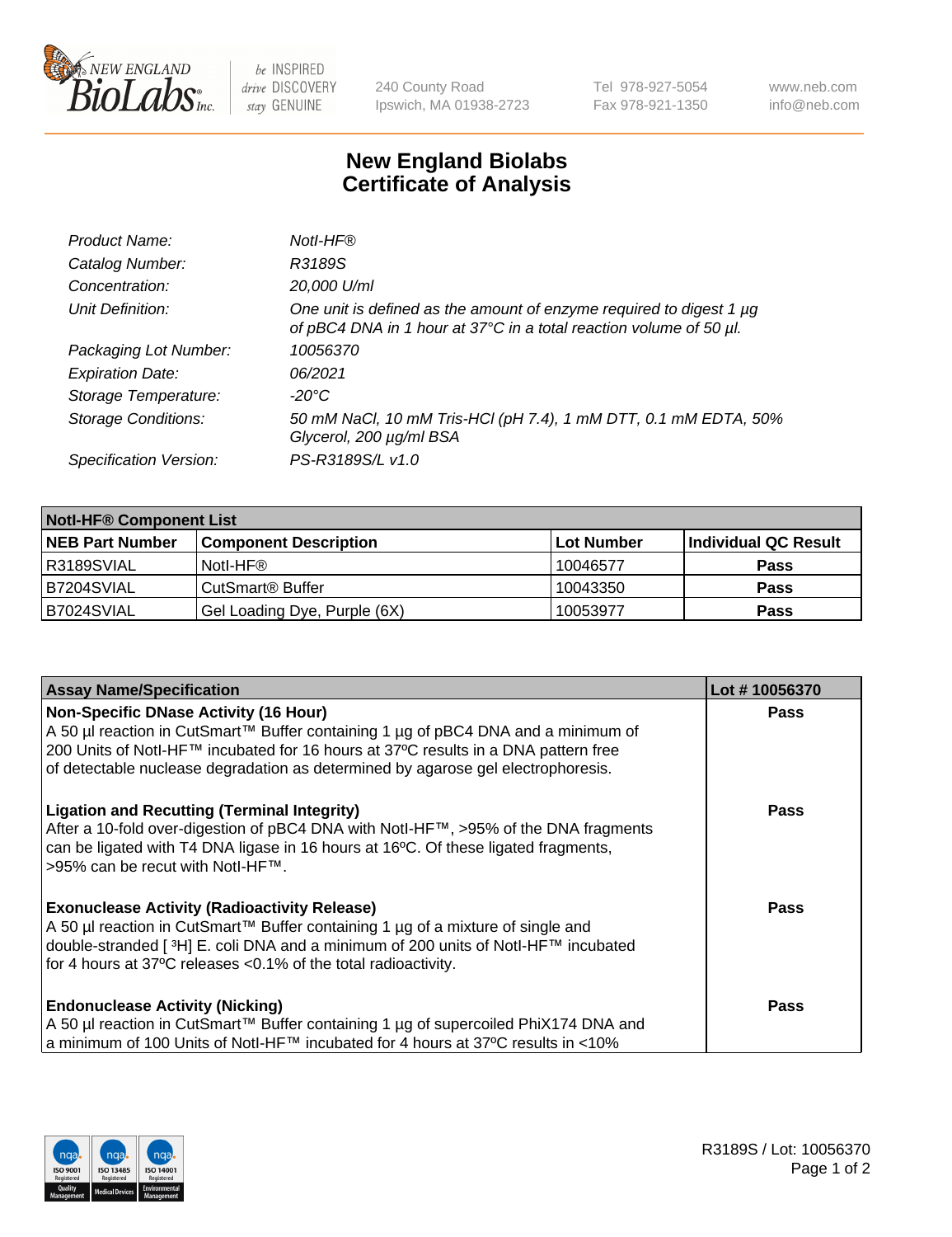# New England Biolabs Certificate of Analysis

| | |
|---|---|
| *Product Name:* | *NotI-HF®* |
| *Catalog Number:* | *R3189S* |
| *Concentration:* | *20,000 U/ml* |
| *Unit Definition:* | *One unit is defined as the amount of enzyme required to digest 1 µg of pBC4 DNA in 1 hour at 37°C in a total reaction volume of 50 µl.* |
| *Packaging Lot Number:* | *10056370* |
| *Expiration Date:* | *06/2021* |
| *Storage Temperature:* | *-20°C* |
| *Storage Conditions:* | *50 mM NaCl, 10 mM Tris-HCl (pH 7.4), 1 mM DTT, 0.1 mM EDTA, 50% Glycerol, 200 µg/ml BSA* |
| *Specification Version:* | *PS-R3189S/L v1.0* |

| NotI-HF® Component List | | | |
|---|---|---|---|
| **NEB Part Number** | **Component Description** | **Lot Number** | **Individual QC Result** |
| R3189SVIAL | NotI-HF® | 10046577 | **Pass** |
| B7204SVIAL | CutSmart® Buffer | 10043350 | **Pass** |
| B7024SVIAL | Gel Loading Dye, Purple (6X) | 10053977 | **Pass** |

| Assay Name/Specification | Lot # 10056370 |
|---|---|
| **Non-Specific DNase Activity (16 Hour)**<br>A 50 µl reaction in CutSmart™ Buffer containing 1 µg of pBC4 DNA and a minimum of 200 Units of NotI-HF™ incubated for 16 hours at 37ºC results in a DNA pattern free of detectable nuclease degradation as determined by agarose gel electrophoresis. | **Pass** |
| **Ligation and Recutting (Terminal Integrity)**<br>After a 10-fold over-digestion of pBC4 DNA with NotI-HF™, >95% of the DNA fragments can be ligated with T4 DNA ligase in 16 hours at 16ºC. Of these ligated fragments, >95% can be recut with NotI-HF™. | **Pass** |
| **Exonuclease Activity (Radioactivity Release)**<br>A 50 µl reaction in CutSmart™ Buffer containing 1 µg of a mixture of single and double-stranded [ $^3$H] E. coli DNA and a minimum of 200 units of NotI-HF™ incubated for 4 hours at 37ºC releases <0.1% of the total radioactivity. | **Pass** |
| **Endonuclease Activity (Nicking)**<br>A 50 µl reaction in CutSmart™ Buffer containing 1 µg of supercoiled PhiX174 DNA and a minimum of 100 Units of NotI-HF™ incubated for 4 hours at 37ºC results in <10% | **Pass** |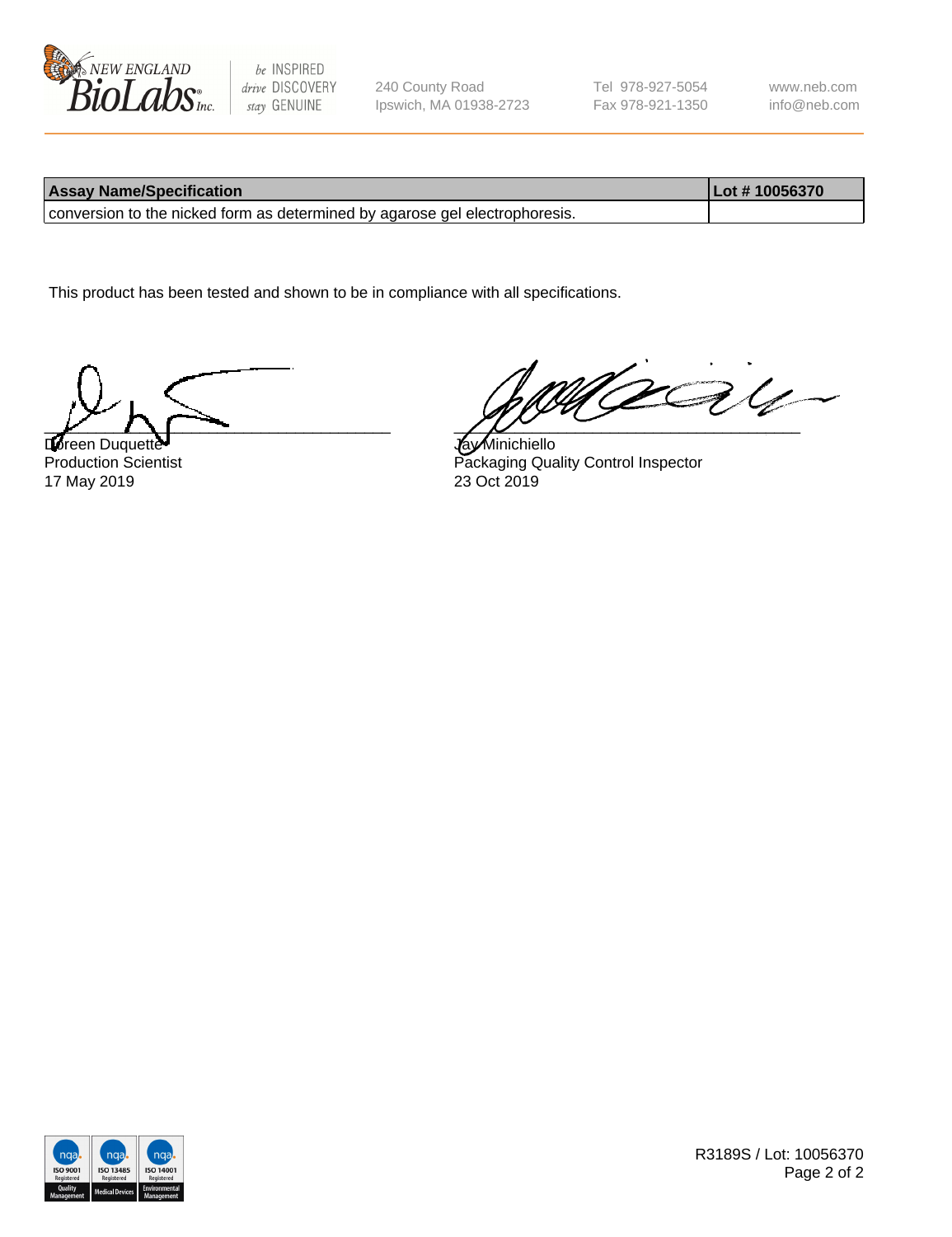| Assay Name/Specification | Lot # 10056370 |
|---|---|
| conversion to the nicked form as determined by agarose gel electrophoresis. | |

This product has been tested and shown to be in compliance with all specifications.

Doreen Duquette
Production Scientist
17 May 2019

Jay Minichiello
Packaging Quality Control Inspector
23 Oct 2019

R3189S / Lot: 10056370